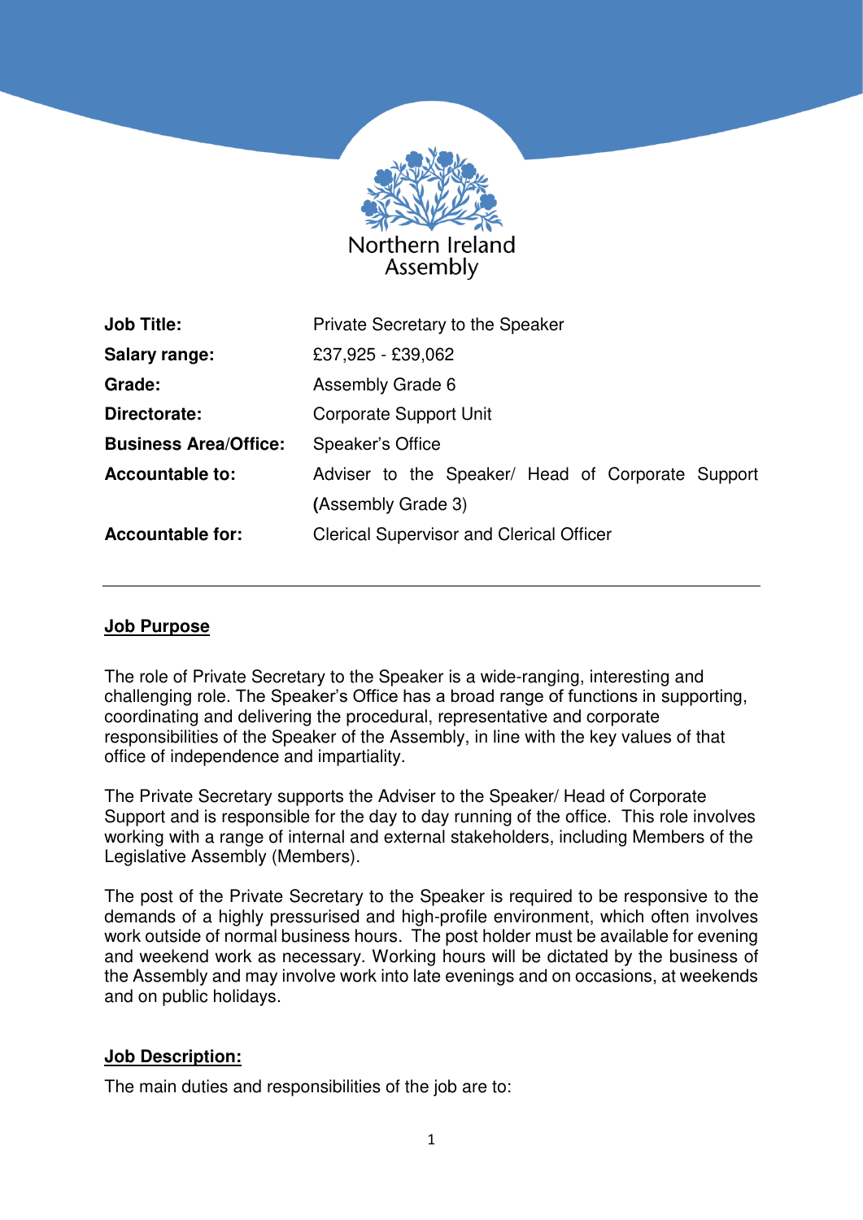Northern Ireland Assembly

| | |
|---|---|
| **Job Title:** | Private Secretary to the Speaker |
| **Salary range:** | £37,925 - £39,062 |
| **Grade:** | Assembly Grade 6 |
| **Directorate:** | Corporate Support Unit |
| **Business Area/Office:** | Speaker's Office |
| **Accountable to:** | Adviser to the Speaker/ Head of Corporate Support **(**Assembly Grade 3) |
| **Accountable for:** | Clerical Supervisor and Clerical Officer |

---

## Job Purpose

The role of Private Secretary to the Speaker is a wide-ranging, interesting and challenging role. The Speaker's Office has a broad range of functions in supporting, coordinating and delivering the procedural, representative and corporate responsibilities of the Speaker of the Assembly, in line with the key values of that office of independence and impartiality.

The Private Secretary supports the Adviser to the Speaker/ Head of Corporate Support and is responsible for the day to day running of the office. This role involves working with a range of internal and external stakeholders, including Members of the Legislative Assembly (Members).

The post of the Private Secretary to the Speaker is required to be responsive to the demands of a highly pressurised and high-profile environment, which often involves work outside of normal business hours. The post holder must be available for evening and weekend work as necessary. Working hours will be dictated by the business of the Assembly and may involve work into late evenings and on occasions, at weekends and on public holidays.

## Job Description:

The main duties and responsibilities of the job are to: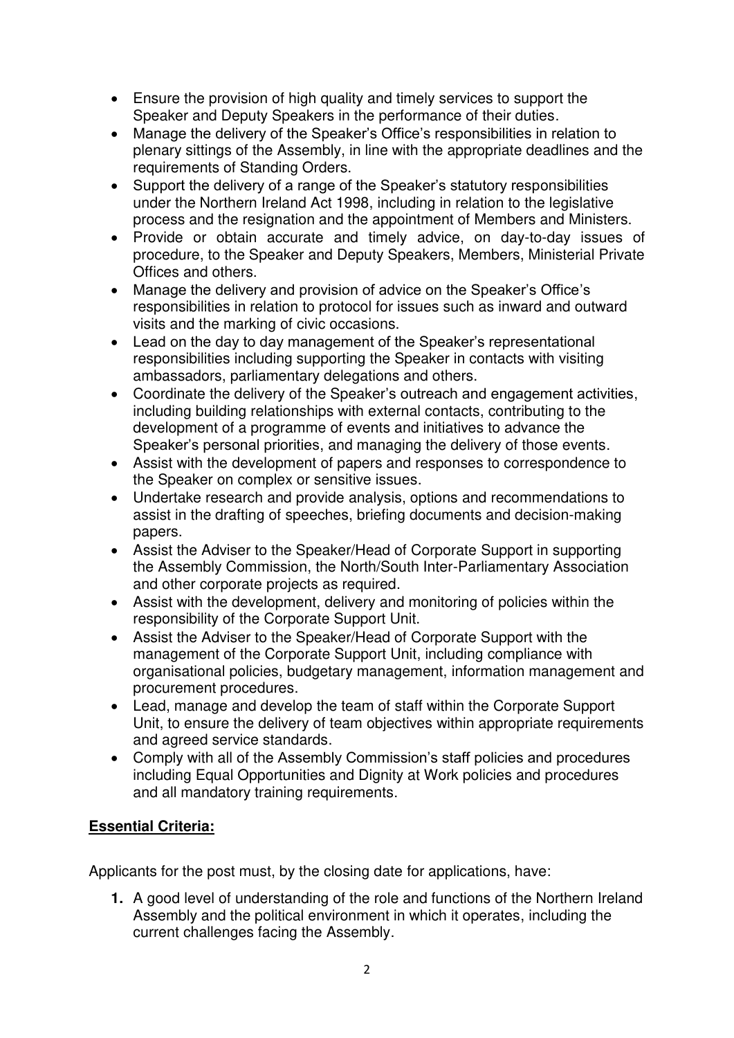- Ensure the provision of high quality and timely services to support the Speaker and Deputy Speakers in the performance of their duties.
- Manage the delivery of the Speaker's Office's responsibilities in relation to plenary sittings of the Assembly, in line with the appropriate deadlines and the requirements of Standing Orders.
- Support the delivery of a range of the Speaker's statutory responsibilities under the Northern Ireland Act 1998, including in relation to the legislative process and the resignation and the appointment of Members and Ministers.
- Provide or obtain accurate and timely advice, on day-to-day issues of procedure, to the Speaker and Deputy Speakers, Members, Ministerial Private Offices and others.
- Manage the delivery and provision of advice on the Speaker's Office's responsibilities in relation to protocol for issues such as inward and outward visits and the marking of civic occasions.
- Lead on the day to day management of the Speaker's representational responsibilities including supporting the Speaker in contacts with visiting ambassadors, parliamentary delegations and others.
- Coordinate the delivery of the Speaker's outreach and engagement activities, including building relationships with external contacts, contributing to the development of a programme of events and initiatives to advance the Speaker's personal priorities, and managing the delivery of those events.
- Assist with the development of papers and responses to correspondence to the Speaker on complex or sensitive issues.
- Undertake research and provide analysis, options and recommendations to assist in the drafting of speeches, briefing documents and decision-making papers.
- Assist the Adviser to the Speaker/Head of Corporate Support in supporting the Assembly Commission, the North/South Inter-Parliamentary Association and other corporate projects as required.
- Assist with the development, delivery and monitoring of policies within the responsibility of the Corporate Support Unit.
- Assist the Adviser to the Speaker/Head of Corporate Support with the management of the Corporate Support Unit, including compliance with organisational policies, budgetary management, information management and procurement procedures.
- Lead, manage and develop the team of staff within the Corporate Support Unit, to ensure the delivery of team objectives within appropriate requirements and agreed service standards.
- Comply with all of the Assembly Commission's staff policies and procedures including Equal Opportunities and Dignity at Work policies and procedures and all mandatory training requirements.

## Essential Criteria:

Applicants for the post must, by the closing date for applications, have:

1. A good level of understanding of the role and functions of the Northern Ireland Assembly and the political environment in which it operates, including the current challenges facing the Assembly.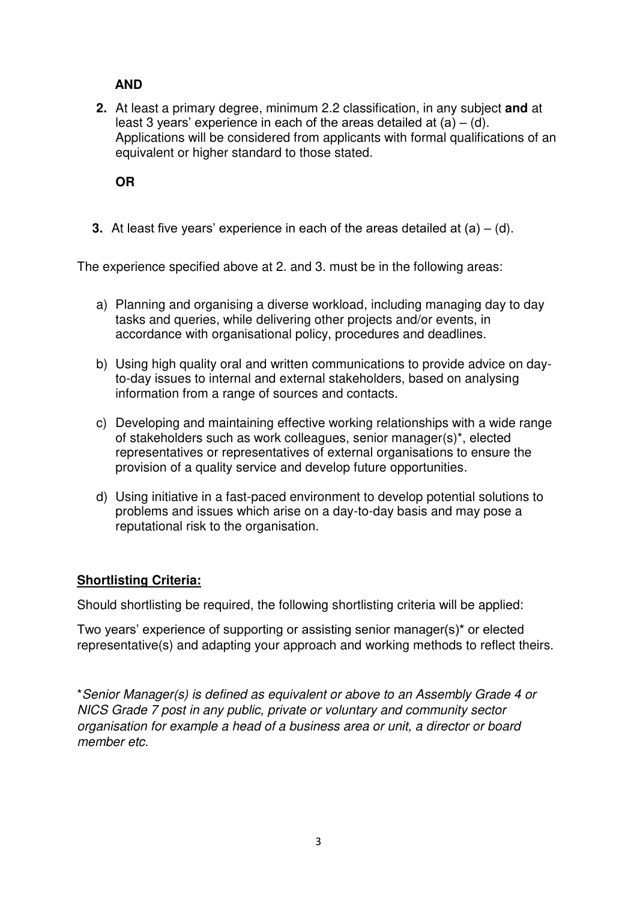**AND**

2. At least a primary degree, minimum 2.2 classification, in any subject **and** at least 3 years' experience in each of the areas detailed at (a) – (d). Applications will be considered from applicants with formal qualifications of an equivalent or higher standard to those stated.

**OR**

3. At least five years' experience in each of the areas detailed at (a) – (d).

The experience specified above at 2. and 3. must be in the following areas:

a) Planning and organising a diverse workload, including managing day to day tasks and queries, while delivering other projects and/or events, in accordance with organisational policy, procedures and deadlines.

b) Using high quality oral and written communications to provide advice on day-to-day issues to internal and external stakeholders, based on analysing information from a range of sources and contacts.

c) Developing and maintaining effective working relationships with a wide range of stakeholders such as work colleagues, senior manager(s)*, elected representatives or representatives of external organisations to ensure the provision of a quality service and develop future opportunities.

d) Using initiative in a fast-paced environment to develop potential solutions to problems and issues which arise on a day-to-day basis and may pose a reputational risk to the organisation.

**Shortlisting Criteria:**

Should shortlisting be required, the following shortlisting criteria will be applied:

Two years' experience of supporting or assisting senior manager(s)* or elected representative(s) and adapting your approach and working methods to reflect theirs.

**Senior Manager(s) is defined as equivalent or above to an Assembly Grade 4 or NICS Grade 7 post in any public, private or voluntary and community sector organisation for example a head of a business area or unit, a director or board member etc.*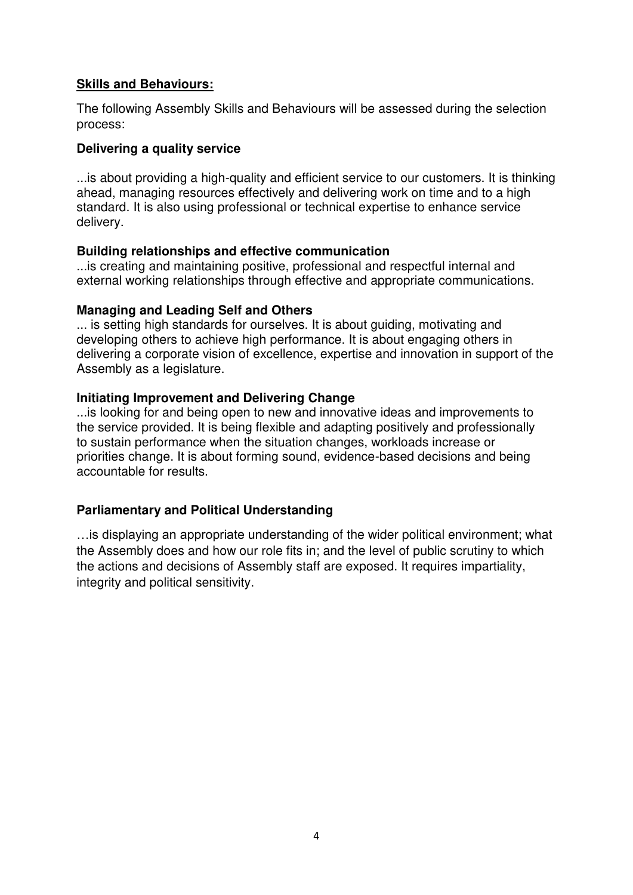**Skills and Behaviours:**

The following Assembly Skills and Behaviours will be assessed during the selection process:

**Delivering a quality service**

...is about providing a high-quality and efficient service to our customers. It is thinking ahead, managing resources effectively and delivering work on time and to a high standard. It is also using professional or technical expertise to enhance service delivery.

**Building relationships and effective communication**

...is creating and maintaining positive, professional and respectful internal and external working relationships through effective and appropriate communications.

**Managing and Leading Self and Others**

... is setting high standards for ourselves. It is about guiding, motivating and developing others to achieve high performance. It is about engaging others in delivering a corporate vision of excellence, expertise and innovation in support of the Assembly as a legislature.

**Initiating Improvement and Delivering Change**

...is looking for and being open to new and innovative ideas and improvements to the service provided. It is being flexible and adapting positively and professionally to sustain performance when the situation changes, workloads increase or priorities change. It is about forming sound, evidence-based decisions and being accountable for results.

**Parliamentary and Political Understanding**

…is displaying an appropriate understanding of the wider political environment; what the Assembly does and how our role fits in; and the level of public scrutiny to which the actions and decisions of Assembly staff are exposed. It requires impartiality, integrity and political sensitivity.